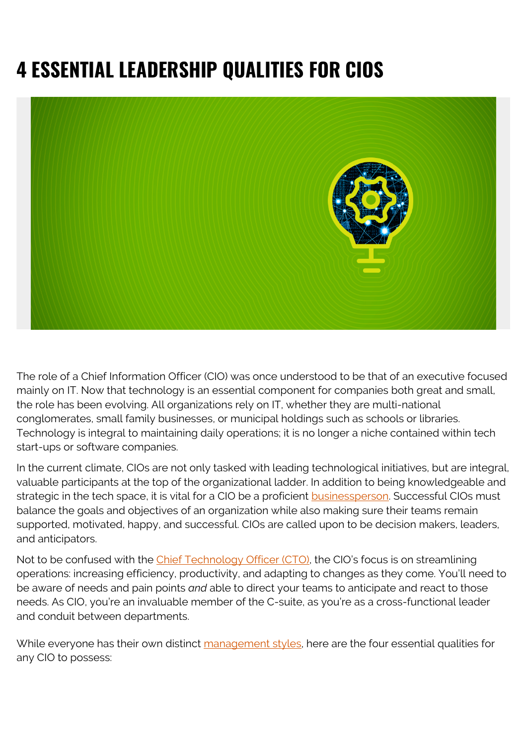# 4 ESSENTIAL LEADERSHIP QUALITIES FOR CIOS

The role of a Chief Information Officer (CIO) was once understood to be that of an executive focused mainly on IT. Now that technology is an essential component for companies both great and small, the role has been evolving. All organizations rely on IT, whether they are multi-national conglomerates, small family businesses, or municipal holdings such as schools or libraries. Technology is integral to maintaining daily operations; it is no longer a niche contained within tech start-ups or software companies.

In the current climate, CIOs are not only tasked with leading technological initiatives, but are integral, valuable participants at the top of the organizational ladder. In addition to being knowledgeable and strategic in the tech space, it is vital for a CIO be a proficient businessperson. Successful CIOs must balance the goals and objectives of an organization while also making sure their teams remain supported, motivated, happy, and successful. CIOs are called upon to be decision makers, leaders, and anticipators.

Not to be confused with the Chief Technology Officer (CTO), the CIO's focus is on streamlining operations: increasing efficiency, productivity, and adapting to changes as they come. You'll need to be aware of needs and pain points *and* able to direct your teams to anticipate and react to those needs. As CIO, you're an invaluable member of the C-suite, as you're as a cross-functional leader and conduit between departments.

While everyone has their own distinct management styles, here are the four essential qualities for any CIO to possess: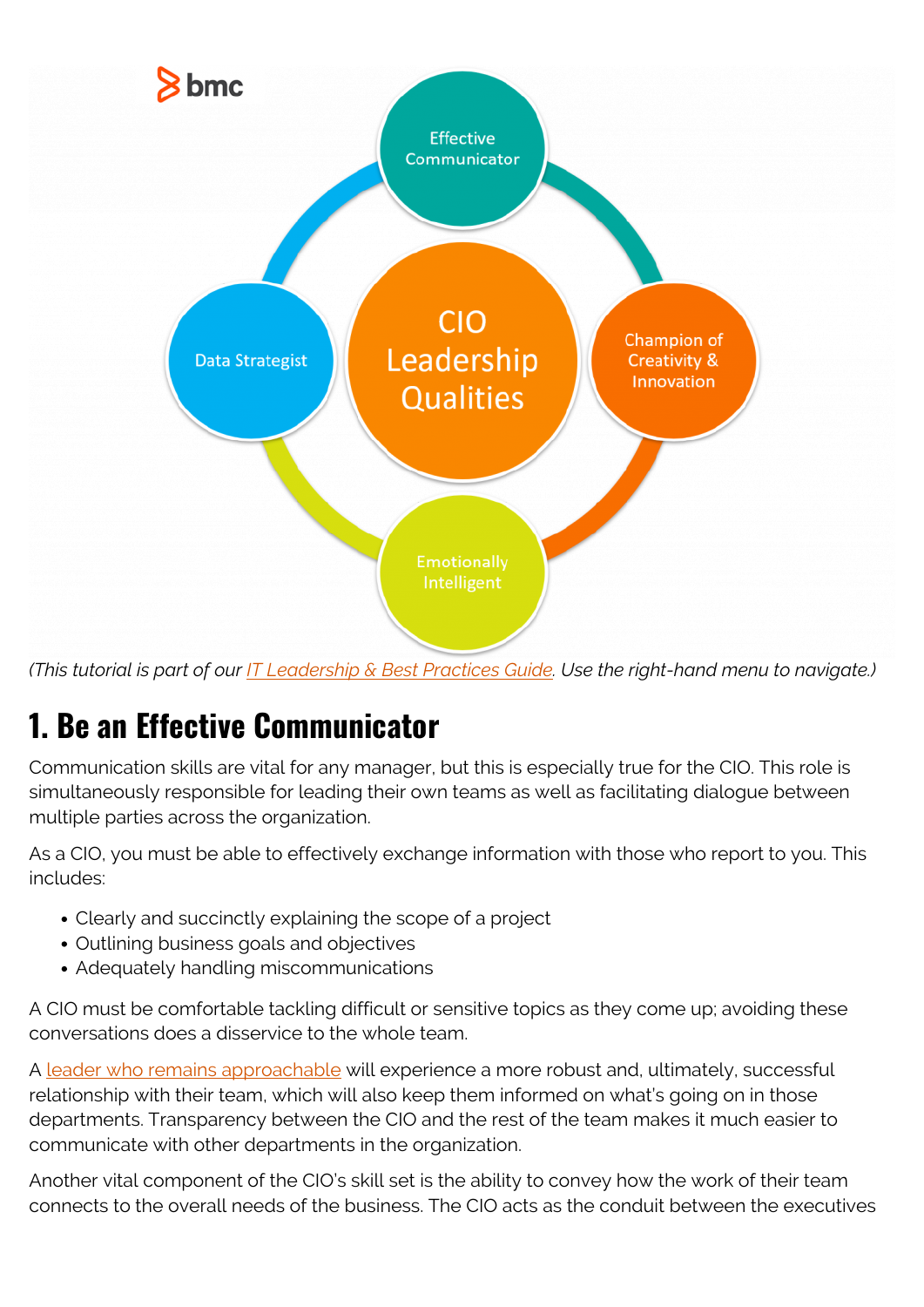(This tutorial is part of our IT Leadership & Best Practices Guide. Use the right-hand menu to navigate.)

## 1. Be an Effective Communicator

Communication skills are vital for any manager, but this is especially true for the CIO. This role is simultaneously responsible for leading their own teams as well as facilitating dialogue between multiple parties across the organization.

As a CIO, you must be able to effectively exchange information with those who report to you. This includes:

- Clearly and succinctly explaining the scope of a project
- Outlining business goals and objectives
- Adequately handling miscommunications

A CIO must be comfortable tackling difficult or sensitive topics as they come up; avoiding these conversations does a disservice to the whole team.

A leader who remains approachable will experience a more robust and, ultimately, successful relationship with their team, which will also keep them informed on what's going on in those departments. Transparency between the CIO and the rest of the team makes it much easier to communicate with other departments in the organization.

Another vital component of the CIO's skill set is the ability to convey how the work of their team connects to the overall needs of the business. The CIO acts as the conduit between the executives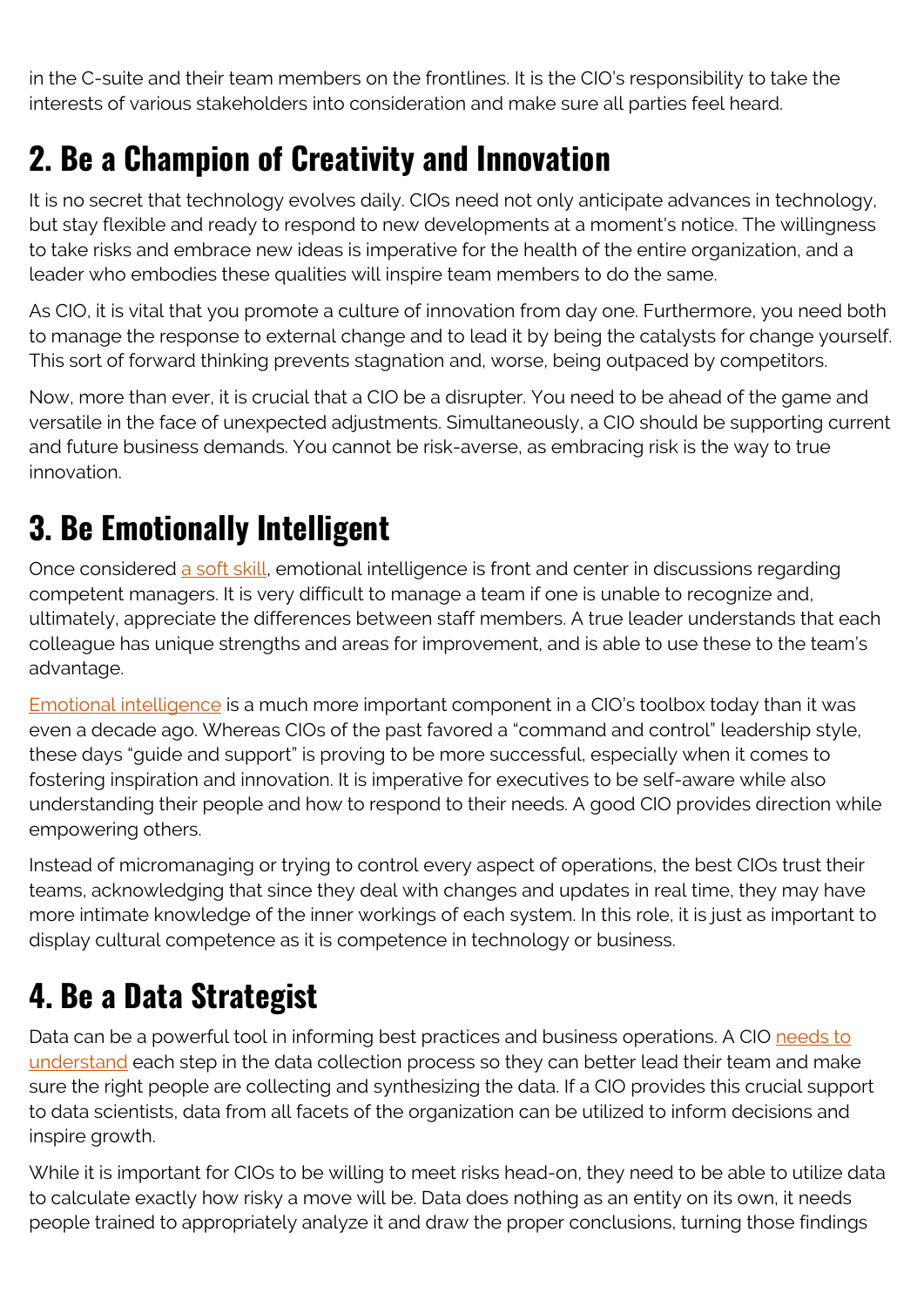in the C-suite and their team members on the frontlines. It is the CIO's responsibility to take the interests of various stakeholders into consideration and make sure all parties feel heard.

## 2. Be a Champion of Creativity and Innovation

It is no secret that technology evolves daily. CIOs need not only anticipate advances in technology, but stay flexible and ready to respond to new developments at a moment's notice. The willingness to take risks and embrace new ideas is imperative for the health of the entire organization, and a leader who embodies these qualities will inspire team members to do the same.

As CIO, it is vital that you promote a culture of innovation from day one. Furthermore, you need both to manage the response to external change and to lead it by being the catalysts for change yourself. This sort of forward thinking prevents stagnation and, worse, being outpaced by competitors.

Now, more than ever, it is crucial that a CIO be a disrupter. You need to be ahead of the game and versatile in the face of unexpected adjustments. Simultaneously, a CIO should be supporting current and future business demands. You cannot be risk-averse, as embracing risk is the way to true innovation.

## 3. Be Emotionally Intelligent

Once considered a soft skill, emotional intelligence is front and center in discussions regarding competent managers. It is very difficult to manage a team if one is unable to recognize and, ultimately, appreciate the differences between staff members. A true leader understands that each colleague has unique strengths and areas for improvement, and is able to use these to the team's advantage.

Emotional intelligence is a much more important component in a CIO's toolbox today than it was even a decade ago. Whereas CIOs of the past favored a "command and control" leadership style, these days "guide and support" is proving to be more successful, especially when it comes to fostering inspiration and innovation. It is imperative for executives to be self-aware while also understanding their people and how to respond to their needs. A good CIO provides direction while empowering others.

Instead of micromanaging or trying to control every aspect of operations, the best CIOs trust their teams, acknowledging that since they deal with changes and updates in real time, they may have more intimate knowledge of the inner workings of each system. In this role, it is just as important to display cultural competence as it is competence in technology or business.

## 4. Be a Data Strategist

Data can be a powerful tool in informing best practices and business operations. A CIO needs to understand each step in the data collection process so they can better lead their team and make sure the right people are collecting and synthesizing the data. If a CIO provides this crucial support to data scientists, data from all facets of the organization can be utilized to inform decisions and inspire growth.

While it is important for CIOs to be willing to meet risks head-on, they need to be able to utilize data to calculate exactly how risky a move will be. Data does nothing as an entity on its own, it needs people trained to appropriately analyze it and draw the proper conclusions, turning those findings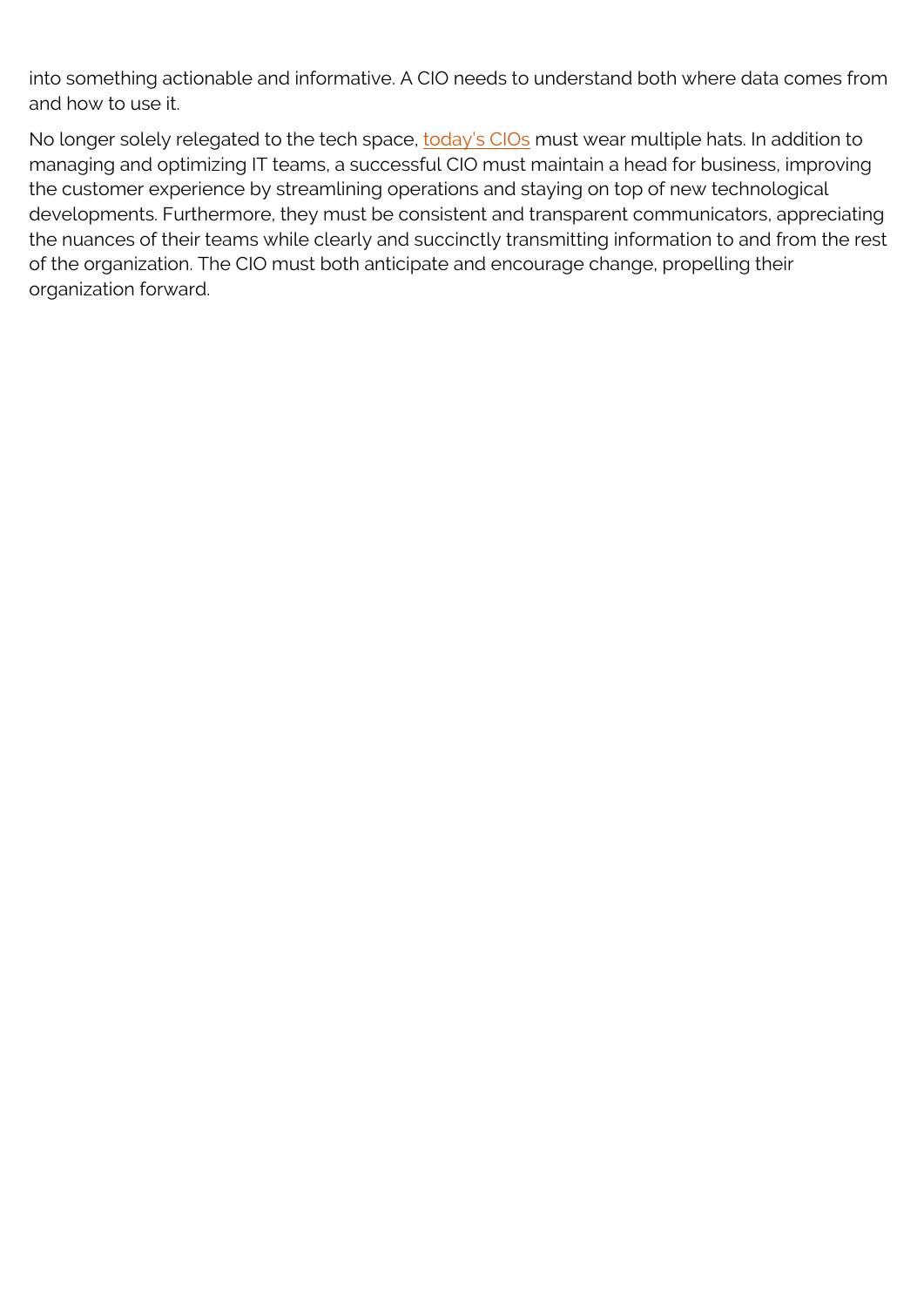into something actionable and informative. A CIO needs to understand both where data comes from and how to use it.

No longer solely relegated to the tech space, today's CIOs must wear multiple hats. In addition to managing and optimizing IT teams, a successful CIO must maintain a head for business, improving the customer experience by streamlining operations and staying on top of new technological developments. Furthermore, they must be consistent and transparent communicators, appreciating the nuances of their teams while clearly and succinctly transmitting information to and from the rest of the organization. The CIO must both anticipate and encourage change, propelling their organization forward.